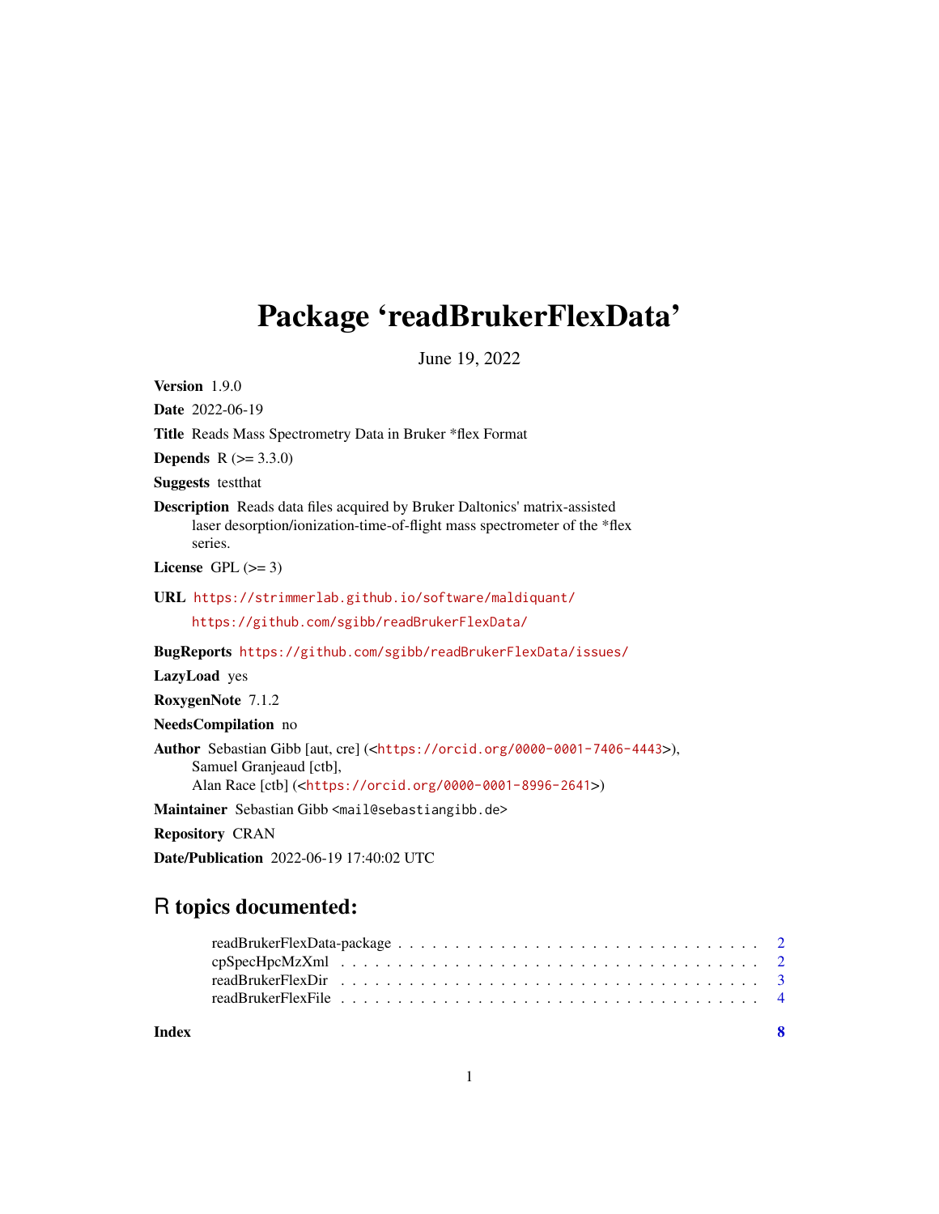# Package 'readBrukerFlexData'

June 19, 2022

**Version** 1.9.0

**Date** 2022-06-19

**Title** Reads Mass Spectrometry Data in Bruker *flex Format

**Depends** R (>= 3.3.0)

**Suggests** testthat

**Description** Reads data files acquired by Bruker Daltonics' matrix-assisted laser desorption/ionization-time-of-flight mass spectrometer of the *flex series.

**License** GPL (>= 3)

**URL** https://strimmerlab.github.io/software/maldiquant/
https://github.com/sgibb/readBrukerFlexData/

**BugReports** https://github.com/sgibb/readBrukerFlexData/issues/

**LazyLoad** yes

**RoxygenNote** 7.1.2

**NeedsCompilation** no

**Author** Sebastian Gibb [aut, cre] (<https://orcid.org/0000-0001-7406-4443>),
Samuel Granjeaud [ctb],
Alan Race [ctb] (<https://orcid.org/0000-0001-8996-2641>)

**Maintainer** Sebastian Gibb <mail@sebastiangibb.de>

**Repository** CRAN

**Date/Publication** 2022-06-19 17:40:02 UTC

## R topics documented:

readBrukerFlexData-package . . . . . . . . . . . . . . . . . . . . . . . . . . . . . . . 2
cpSpecHpcMzXml . . . . . . . . . . . . . . . . . . . . . . . . . . . . . . . . . . . . 2
readBrukerFlexDir . . . . . . . . . . . . . . . . . . . . . . . . . . . . . . . . . . . . 3
readBrukerFlexFile . . . . . . . . . . . . . . . . . . . . . . . . . . . . . . . . . . . . 4

**Index** **8**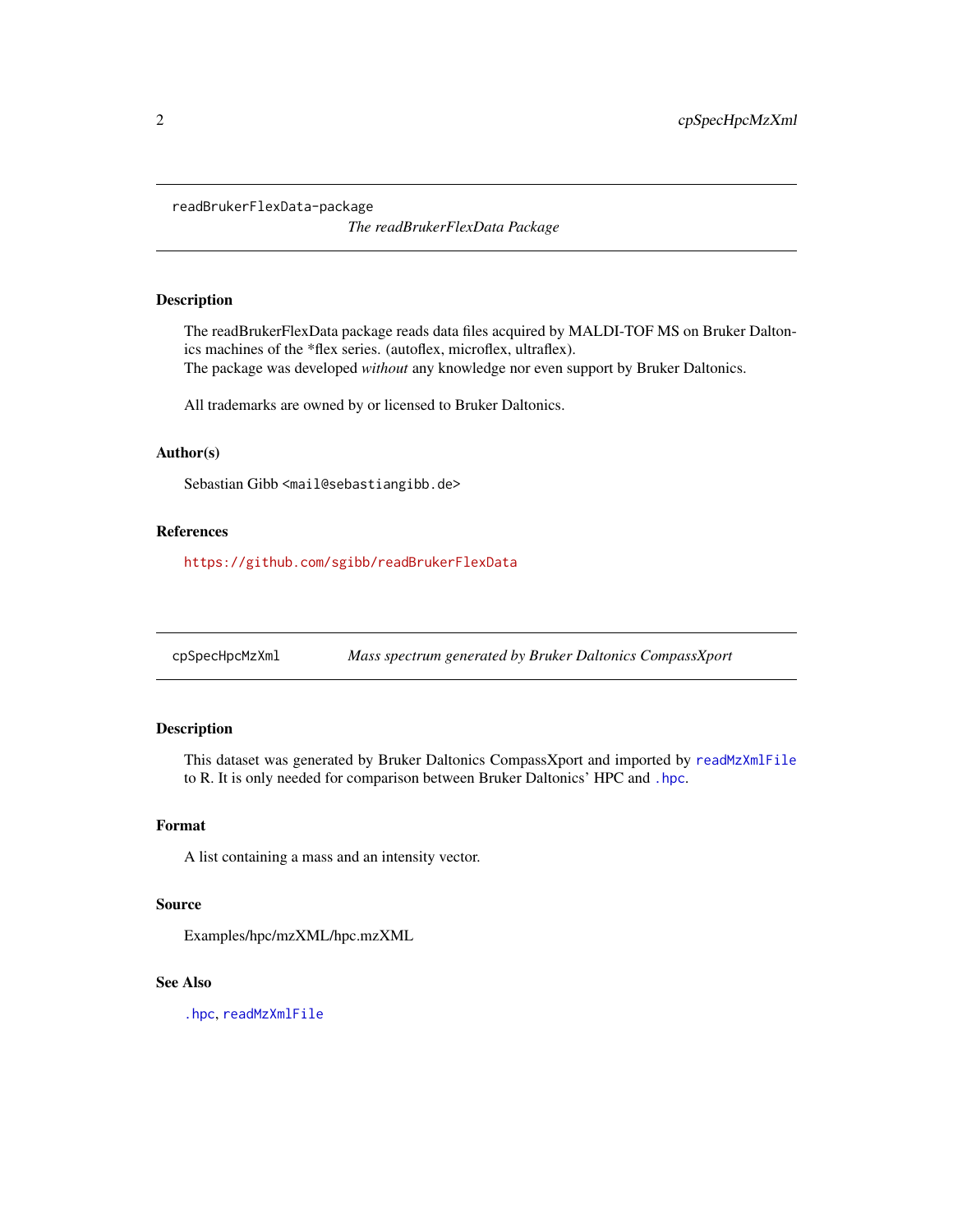## readBrukerFlexData-package

*The readBrukerFlexData Package*

### Description

The readBrukerFlexData package reads data files acquired by MALDI-TOF MS on Bruker Daltonics machines of the *flex series. (autoflex, microflex, ultraflex).
The package was developed *without* any knowledge nor even support by Bruker Daltonics.

All trademarks are owned by or licensed to Bruker Daltonics.

### Author(s)

Sebastian Gibb <mail@sebastiangibb.de>

### References

https://github.com/sgibb/readBrukerFlexData

## cpSpecHpcMzXml

*Mass spectrum generated by Bruker Daltonics CompassXport*

### Description

This dataset was generated by Bruker Daltonics CompassXport and imported by `readMzXmlFile` to R. It is only needed for comparison between Bruker Daltonics' HPC and `.hpc`.

### Format

A list containing a mass and an intensity vector.

### Source

Examples/hpc/mzXML/hpc.mzXML

### See Also

`.hpc`, `readMzXmlFile`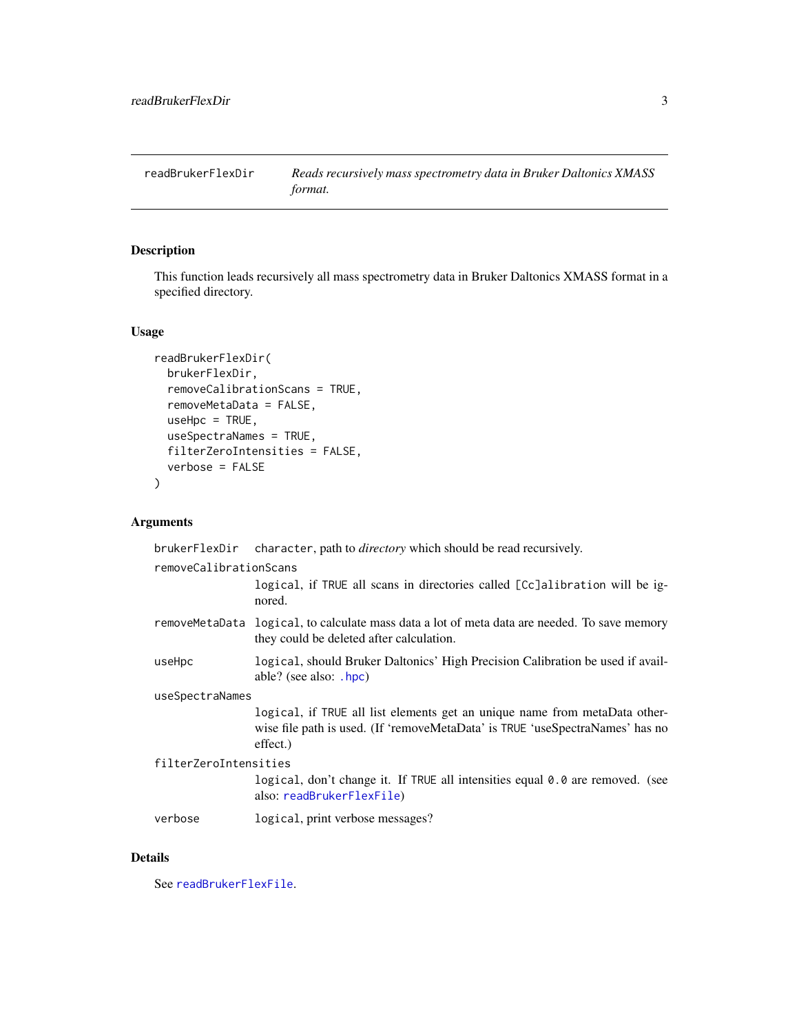## readBrukerFlexDir — *Reads recursively mass spectrometry data in Bruker Daltonics XMASS format.*

### Description

This function leads recursively all mass spectrometry data in Bruker Daltonics XMASS format in a specified directory.

### Usage

```
readBrukerFlexDir(
  brukerFlexDir,
  removeCalibrationScans = TRUE,
  removeMetaData = FALSE,
  useHpc = TRUE,
  useSpectraNames = TRUE,
  filterZeroIntensities = FALSE,
  verbose = FALSE
)
```

### Arguments

`brukerFlexDir` — `character`, path to *directory* which should be read recursively.

`removeCalibrationScans` — `logical`, if `TRUE` all scans in directories called `[Cc]alibration` will be ignored.

`removeMetaData` — `logical`, to calculate mass data a lot of meta data are needed. To save memory they could be deleted after calculation.

`useHpc` — `logical`, should Bruker Daltonics' High Precision Calibration be used if available? (see also: `.hpc`)

`useSpectraNames` — `logical`, if `TRUE` all list elements get an unique name from metaData otherwise file path is used. (If 'removeMetaData' is `TRUE` 'useSpectraNames' has no effect.)

`filterZeroIntensities` — `logical`, don't change it. If `TRUE` all intensities equal `0.0` are removed. (see also: `readBrukerFlexFile`)

`verbose` — `logical`, print verbose messages?

### Details

See `readBrukerFlexFile`.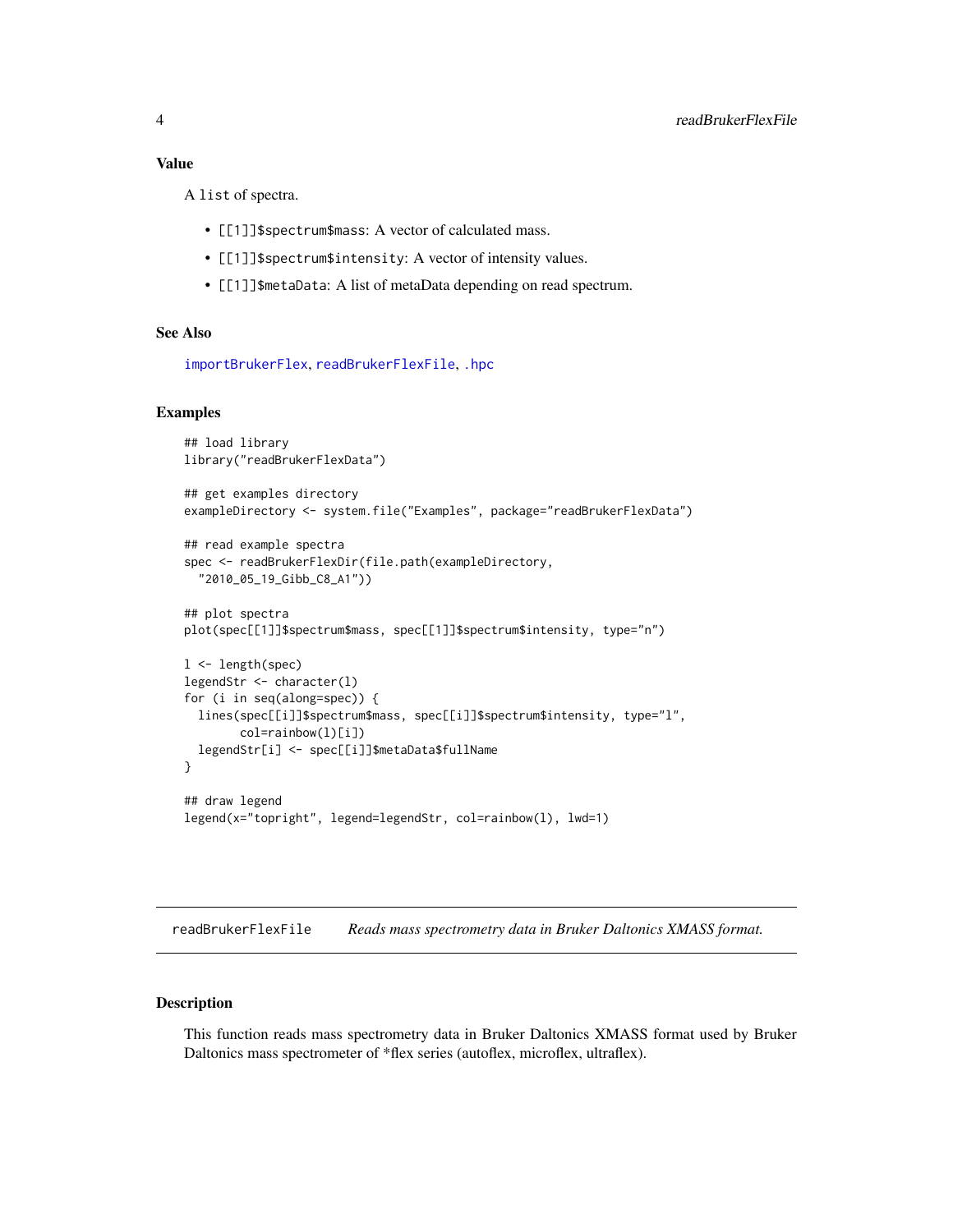### Value

A `list` of spectra.

- `[[1]]$spectrum$mass`: A vector of calculated mass.
- `[[1]]$spectrum$intensity`: A vector of intensity values.
- `[[1]]$metaData`: A list of metaData depending on read spectrum.

### See Also

`importBrukerFlex`, `readBrukerFlexFile`, `.hpc`

### Examples

```
## load library
library("readBrukerFlexData")

## get examples directory
exampleDirectory <- system.file("Examples", package="readBrukerFlexData")

## read example spectra
spec <- readBrukerFlexDir(file.path(exampleDirectory,
  "2010_05_19_Gibb_C8_A1"))

## plot spectra
plot(spec[[1]]$spectrum$mass, spec[[1]]$spectrum$intensity, type="n")

l <- length(spec)
legendStr <- character(l)
for (i in seq(along=spec)) {
  lines(spec[[i]]$spectrum$mass, spec[[i]]$spectrum$intensity, type="l",
        col=rainbow(l)[i])
  legendStr[i] <- spec[[i]]$metaData$fullName
}

## draw legend
legend(x="topright", legend=legendStr, col=rainbow(l), lwd=1)
```

---

## `readBrukerFlexFile` *Reads mass spectrometry data in Bruker Daltonics XMASS format.*

---

### Description

This function reads mass spectrometry data in Bruker Daltonics XMASS format used by Bruker Daltonics mass spectrometer of *flex series (autoflex, microflex, ultraflex).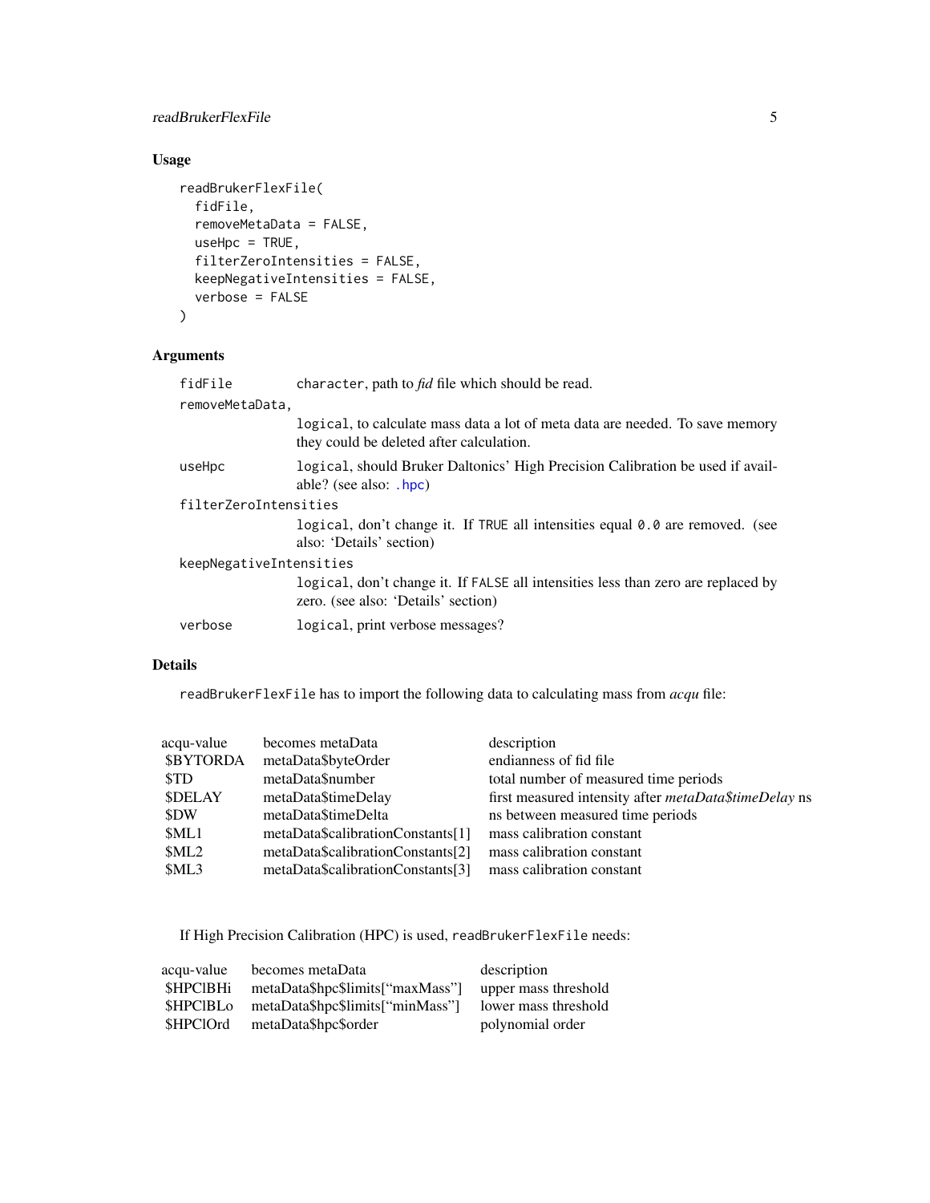## Usage

```
readBrukerFlexFile(
  fidFile,
  removeMetaData = FALSE,
  useHpc = TRUE,
  filterZeroIntensities = FALSE,
  keepNegativeIntensities = FALSE,
  verbose = FALSE
)
```

## Arguments

| | |
|---|---|
| `fidFile` | `character`, path to *fid* file which should be read. |
| `removeMetaData,` | `logical`, to calculate mass data a lot of meta data are needed. To save memory they could be deleted after calculation. |
| `useHpc` | `logical`, should Bruker Daltonics' High Precision Calibration be used if available? (see also: `.hpc`) |
| `filterZeroIntensities` | `logical`, don't change it. If `TRUE` all intensities equal `0.0` are removed. (see also: 'Details' section) |
| `keepNegativeIntensities` | `logical`, don't change it. If `FALSE` all intensities less than zero are replaced by zero. (see also: 'Details' section) |
| `verbose` | `logical`, print verbose messages? |

## Details

`readBrukerFlexFile` has to import the following data to calculating mass from *acqu* file:

| acqu-value | becomes metaData | description |
|---|---|---|
| $BYTORDA | metaData$byteOrder | endianness of fid file |
| $TD | metaData$number | total number of measured time periods |
| $DELAY | metaData$timeDelay | first measured intensity after *metaData$timeDelay* ns |
| $DW | metaData$timeDelta | ns between measured time periods |
| $ML1 | metaData$calibrationConstants[1] | mass calibration constant |
| $ML2 | metaData$calibrationConstants[2] | mass calibration constant |
| $ML3 | metaData$calibrationConstants[3] | mass calibration constant |

If High Precision Calibration (HPC) is used, `readBrukerFlexFile` needs:

| acqu-value | becomes metaData | description |
|---|---|---|
| $HPClBHi | metaData$hpc$limits["maxMass"] | upper mass threshold |
| $HPClBLo | metaData$hpc$limits["minMass"] | lower mass threshold |
| $HPClOrd | metaData$hpc$order | polynomial order |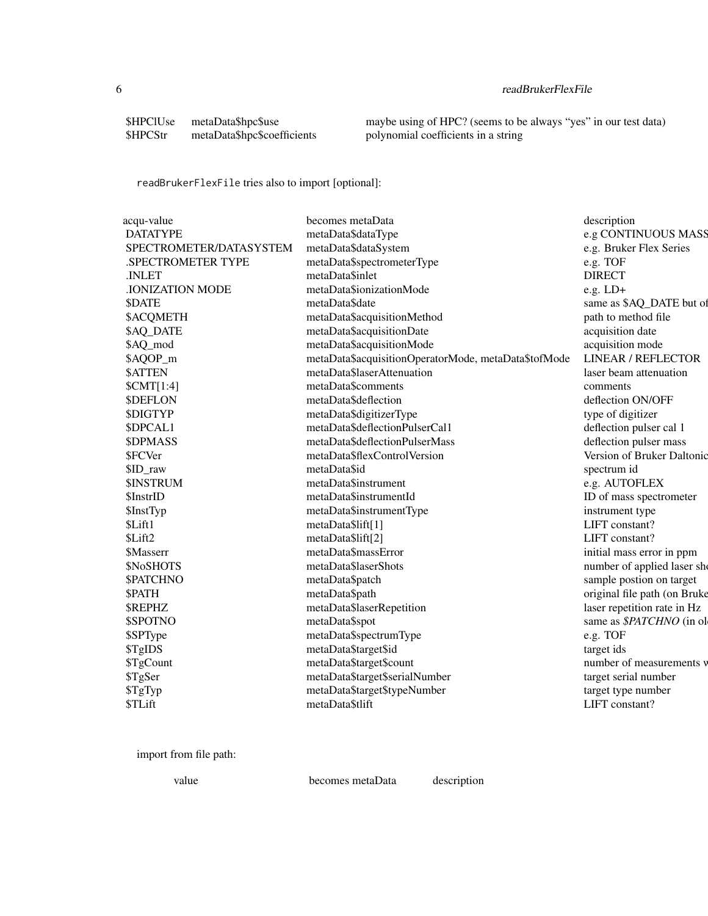| | | |
|---|---|---|
| $HPClUse | metaData$hpc$use | maybe using of HPC? (seems to be always "yes" in our test data) |
| $HPCStr | metaData$hpc$coefficients | polynomial coefficients in a string |

readBrukerFlexFile tries also to import [optional]:

| acqu-value | becomes metaData | description |
|---|---|---|
| DATATYPE | metaData$dataType | e.g CONTINUOUS MASS |
| SPECTROMETER/DATASYSTEM | metaData$dataSystem | e.g. Bruker Flex Series |
| .SPECTROMETER TYPE | metaData$spectrometerType | e.g. TOF |
| .INLET | metaData$inlet | DIRECT |
| .IONIZATION MODE | metaData$ionizationMode | e.g. LD+ |
| $DATE | metaData$date | same as $AQ_DATE but of |
| $ACQMETH | metaData$acquisitionMethod | path to method file |
| $AQ_DATE | metaData$acquisitionDate | acquisition date |
| $AQ_mod | metaData$acquisitionMode | acquisition mode |
| $AQOP_m | metaData$acquisitionOperatorMode, metaData$tofMode | LINEAR / REFLECTOR |
| $ATTEN | metaData$laserAttenuation | laser beam attenuation |
| $CMT[1:4] | metaData$comments | comments |
| $DEFLON | metaData$deflection | deflection ON/OFF |
| $DIGTYP | metaData$digitizerType | type of digitizer |
| $DPCAL1 | metaData$deflectionPulserCal1 | deflection pulser cal 1 |
| $DPMASS | metaData$deflectionPulserMass | deflection pulser mass |
| $FCVer | metaData$flexControlVersion | Version of Bruker Daltonic |
| $ID_raw | metaData$id | spectrum id |
| $INSTRUM | metaData$instrument | e.g. AUTOFLEX |
| $InstrID | metaData$instrumentId | ID of mass spectrometer |
| $InstTyp | metaData$instrumentType | instrument type |
| $Lift1 | metaData$lift[1] | LIFT constant? |
| $Lift2 | metaData$lift[2] | LIFT constant? |
| $Masserr | metaData$massError | initial mass error in ppm |
| $NoSHOTS | metaData$laserShots | number of applied laser sho |
| $PATCHNO | metaData$patch | sample postion on target |
| $PATH | metaData$path | original file path (on Bruke |
| $REPHZ | metaData$laserRepetition | laser repetition rate in Hz |
| $SPOTNO | metaData$spot | same as *$PATCHNO* (in ol |
| $SPType | metaData$spectrumType | e.g. TOF |
| $TgIDS | metaData$target$id | target ids |
| $TgCount | metaData$target$count | number of measurements w |
| $TgSer | metaData$target$serialNumber | target serial number |
| $TgTyp | metaData$target$typeNumber | target type number |
| $TLift | metaData$tlift | LIFT constant? |

import from file path:

| value | becomes metaData | description |
|---|---|---|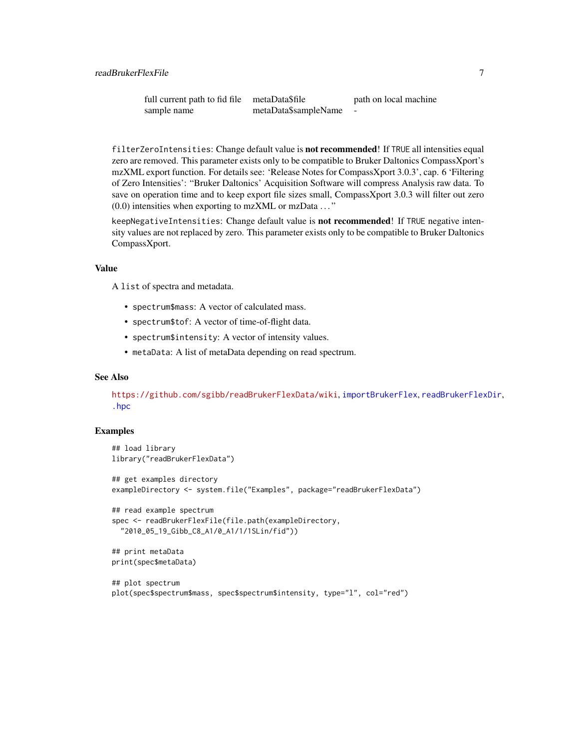| | | |
|---|---|---|
| full current path to fid file | metaData$file | path on local machine |
| sample name | metaData$sampleName | - |

`filterZeroIntensities`: Change default value is **not recommended**! If `TRUE` all intensities equal zero are removed. This parameter exists only to be compatible to Bruker Daltonics CompassXport's mzXML export function. For details see: 'Release Notes for CompassXport 3.0.3', cap. 6 'Filtering of Zero Intensities': "Bruker Daltonics' Acquisition Software will compress Analysis raw data. To save on operation time and to keep export file sizes small, CompassXport 3.0.3 will filter out zero (0.0) intensities when exporting to mzXML or mzData ..."

`keepNegativeIntensities`: Change default value is **not recommended**! If `TRUE` negative intensity values are not replaced by zero. This parameter exists only to be compatible to Bruker Daltonics CompassXport.

### Value

A `list` of spectra and metadata.

- `spectrum$mass`: A vector of calculated mass.
- `spectrum$tof`: A vector of time-of-flight data.
- `spectrum$intensity`: A vector of intensity values.
- `metaData`: A list of metaData depending on read spectrum.

### See Also

https://github.com/sgibb/readBrukerFlexData/wiki, `importBrukerFlex`, `readBrukerFlexDir`, `.hpc`

### Examples

```
## load library
library("readBrukerFlexData")

## get examples directory
exampleDirectory <- system.file("Examples", package="readBrukerFlexData")

## read example spectrum
spec <- readBrukerFlexFile(file.path(exampleDirectory,
  "2010_05_19_Gibb_C8_A1/0_A1/1/1SLin/fid"))

## print metaData
print(spec$metaData)

## plot spectrum
plot(spec$spectrum$mass, spec$spectrum$intensity, type="l", col="red")
```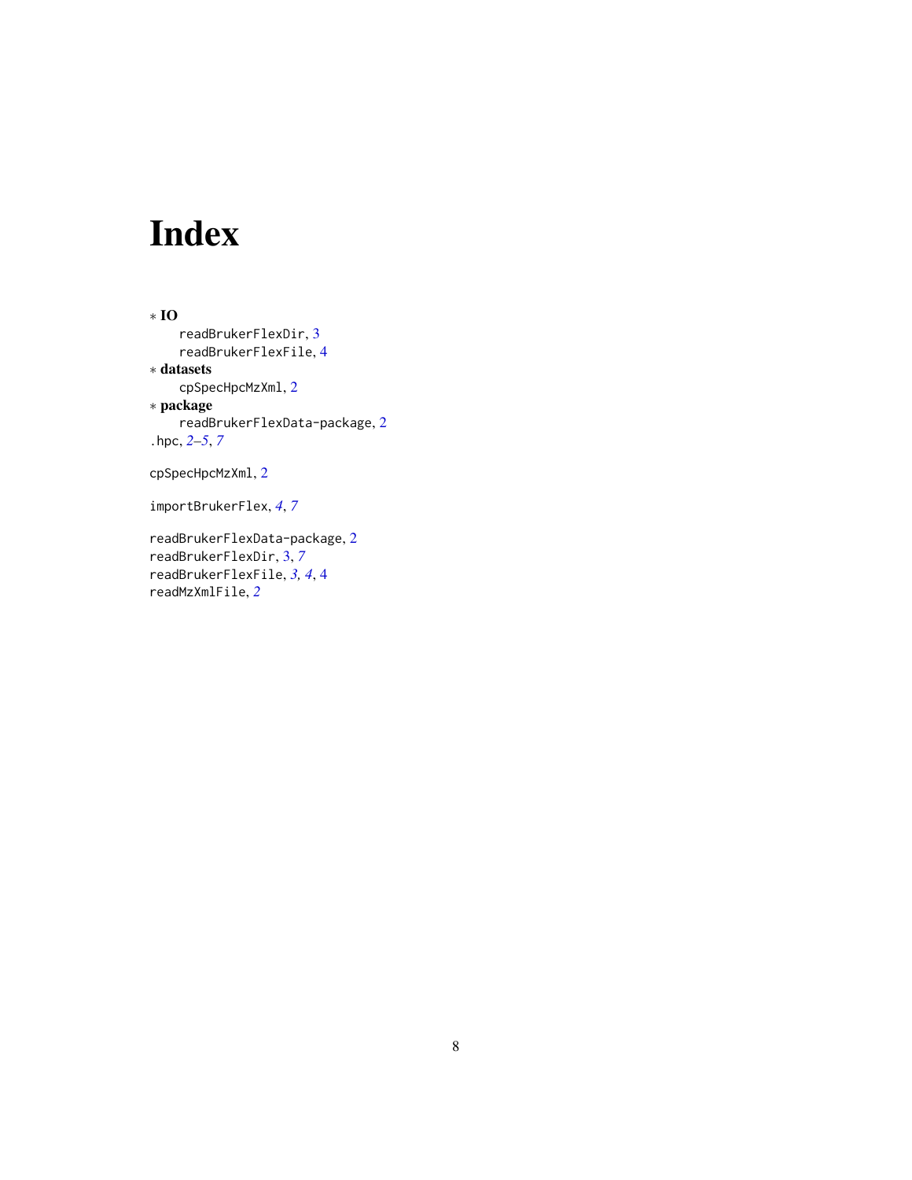# Index

∗ **IO**
    readBrukerFlexDir, 3
    readBrukerFlexFile, 4

∗ **datasets**
    cpSpecHpcMzXml, 2

∗ **package**
    readBrukerFlexData-package, 2

.hpc, *2–5*, *7*

cpSpecHpcMzXml, 2

importBrukerFlex, *4*, *7*

readBrukerFlexData-package, 2
readBrukerFlexDir, 3, *7*
readBrukerFlexFile, *3, 4*, 4
readMzXmlFile, *2*